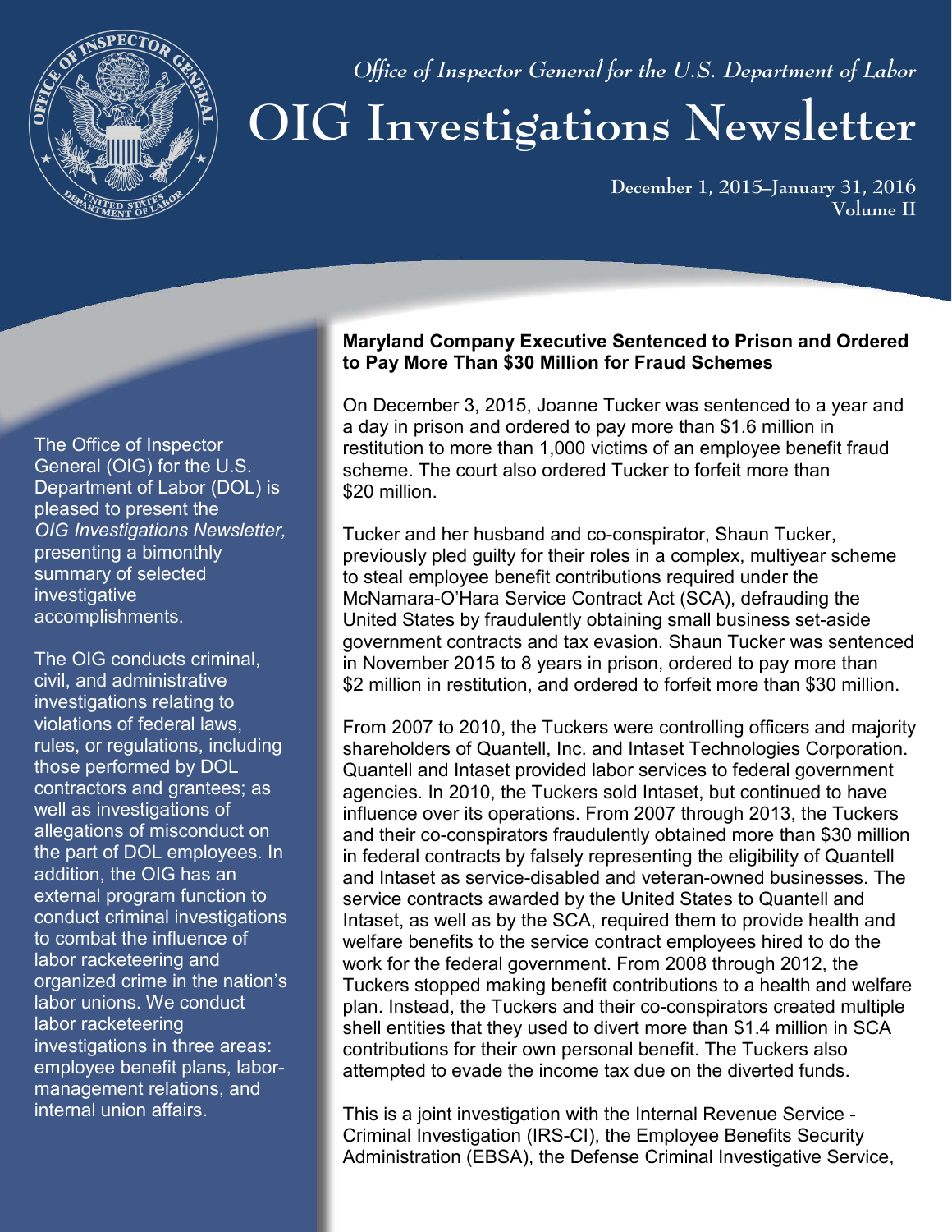*Office of Inspector General for the U.S. Department of Labor*

# OIG Investigations Newsletter

**December 1, 2015–January 31, 2016**
**Volume II**

The Office of Inspector General (OIG) for the U.S. Department of Labor (DOL) is pleased to present the *OIG Investigations Newsletter,* presenting a bimonthly summary of selected investigative accomplishments.

The OIG conducts criminal, civil, and administrative investigations relating to violations of federal laws, rules, or regulations, including those performed by DOL contractors and grantees; as well as investigations of allegations of misconduct on the part of DOL employees. In addition, the OIG has an external program function to conduct criminal investigations to combat the influence of labor racketeering and organized crime in the nation's labor unions. We conduct labor racketeering investigations in three areas: employee benefit plans, labor-management relations, and internal union affairs.

## Maryland Company Executive Sentenced to Prison and Ordered to Pay More Than $30 Million for Fraud Schemes

On December 3, 2015, Joanne Tucker was sentenced to a year and a day in prison and ordered to pay more than $1.6 million in restitution to more than 1,000 victims of an employee benefit fraud scheme. The court also ordered Tucker to forfeit more than $20 million.

Tucker and her husband and co-conspirator, Shaun Tucker, previously pled guilty for their roles in a complex, multiyear scheme to steal employee benefit contributions required under the McNamara-O'Hara Service Contract Act (SCA), defrauding the United States by fraudulently obtaining small business set-aside government contracts and tax evasion. Shaun Tucker was sentenced in November 2015 to 8 years in prison, ordered to pay more than $2 million in restitution, and ordered to forfeit more than $30 million.

From 2007 to 2010, the Tuckers were controlling officers and majority shareholders of Quantell, Inc. and Intaset Technologies Corporation. Quantell and Intaset provided labor services to federal government agencies. In 2010, the Tuckers sold Intaset, but continued to have influence over its operations. From 2007 through 2013, the Tuckers and their co-conspirators fraudulently obtained more than $30 million in federal contracts by falsely representing the eligibility of Quantell and Intaset as service-disabled and veteran-owned businesses. The service contracts awarded by the United States to Quantell and Intaset, as well as by the SCA, required them to provide health and welfare benefits to the service contract employees hired to do the work for the federal government. From 2008 through 2012, the Tuckers stopped making benefit contributions to a health and welfare plan. Instead, the Tuckers and their co-conspirators created multiple shell entities that they used to divert more than $1.4 million in SCA contributions for their own personal benefit. The Tuckers also attempted to evade the income tax due on the diverted funds.

This is a joint investigation with the Internal Revenue Service - Criminal Investigation (IRS-CI), the Employee Benefits Security Administration (EBSA), the Defense Criminal Investigative Service,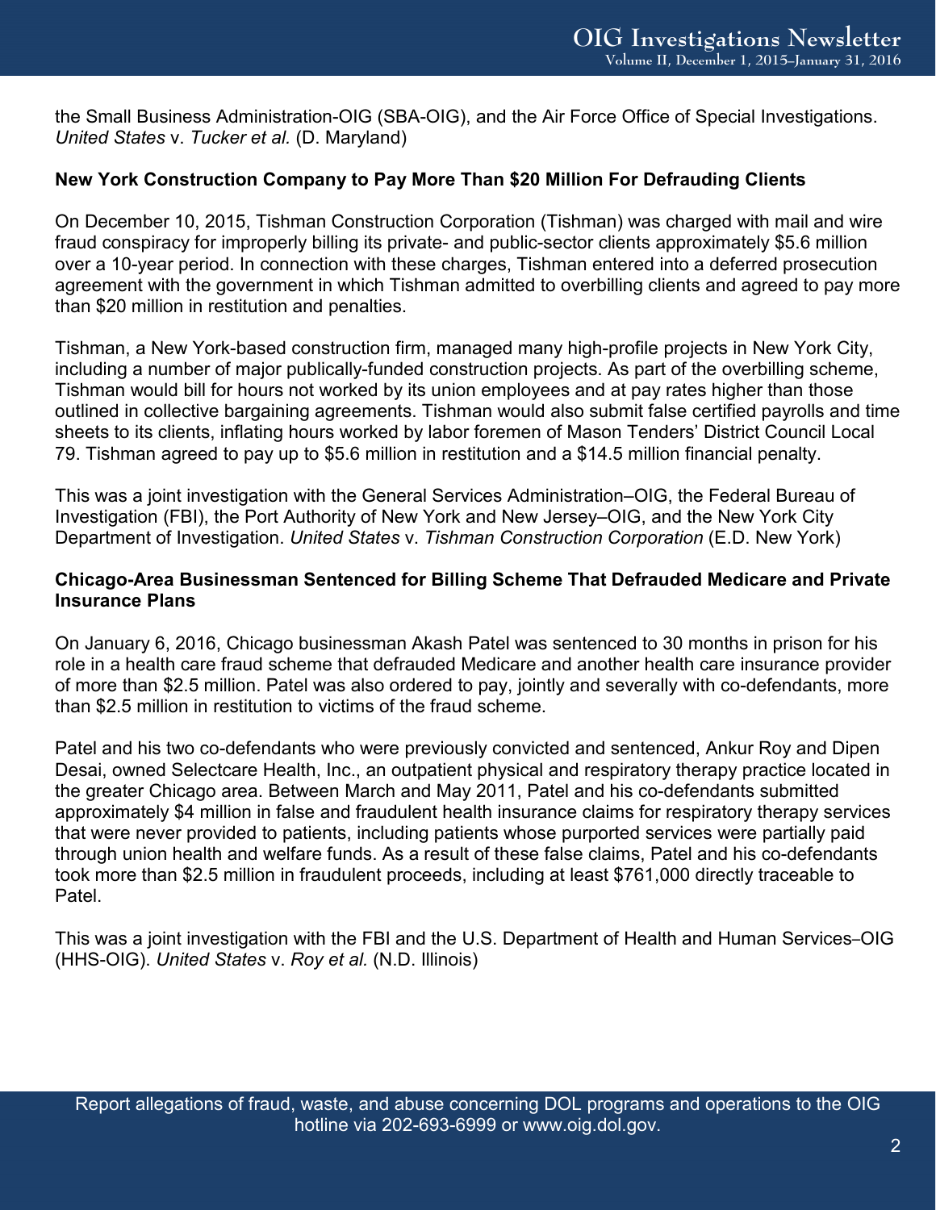the Small Business Administration-OIG (SBA-OIG), and the Air Force Office of Special Investigations. *United States* v. *Tucker et al.* (D. Maryland)

**New York Construction Company to Pay More Than $20 Million For Defrauding Clients**

On December 10, 2015, Tishman Construction Corporation (Tishman) was charged with mail and wire fraud conspiracy for improperly billing its private- and public-sector clients approximately $5.6 million over a 10-year period. In connection with these charges, Tishman entered into a deferred prosecution agreement with the government in which Tishman admitted to overbilling clients and agreed to pay more than $20 million in restitution and penalties.

Tishman, a New York-based construction firm, managed many high-profile projects in New York City, including a number of major publically-funded construction projects. As part of the overbilling scheme, Tishman would bill for hours not worked by its union employees and at pay rates higher than those outlined in collective bargaining agreements. Tishman would also submit false certified payrolls and time sheets to its clients, inflating hours worked by labor foremen of Mason Tenders' District Council Local 79. Tishman agreed to pay up to $5.6 million in restitution and a $14.5 million financial penalty.

This was a joint investigation with the General Services Administration–OIG, the Federal Bureau of Investigation (FBI), the Port Authority of New York and New Jersey–OIG, and the New York City Department of Investigation. *United States* v. *Tishman Construction Corporation* (E.D. New York)

**Chicago-Area Businessman Sentenced for Billing Scheme That Defrauded Medicare and Private Insurance Plans**

On January 6, 2016, Chicago businessman Akash Patel was sentenced to 30 months in prison for his role in a health care fraud scheme that defrauded Medicare and another health care insurance provider of more than $2.5 million. Patel was also ordered to pay, jointly and severally with co-defendants, more than $2.5 million in restitution to victims of the fraud scheme.

Patel and his two co-defendants who were previously convicted and sentenced, Ankur Roy and Dipen Desai, owned Selectcare Health, Inc., an outpatient physical and respiratory therapy practice located in the greater Chicago area. Between March and May 2011, Patel and his co-defendants submitted approximately $4 million in false and fraudulent health insurance claims for respiratory therapy services that were never provided to patients, including patients whose purported services were partially paid through union health and welfare funds. As a result of these false claims, Patel and his co-defendants took more than $2.5 million in fraudulent proceeds, including at least $761,000 directly traceable to Patel.

This was a joint investigation with the FBI and the U.S. Department of Health and Human Services–OIG (HHS-OIG). *United States* v. *Roy et al.* (N.D. Illinois)

Report allegations of fraud, waste, and abuse concerning DOL programs and operations to the OIG hotline via 202-693-6999 or www.oig.dol.gov.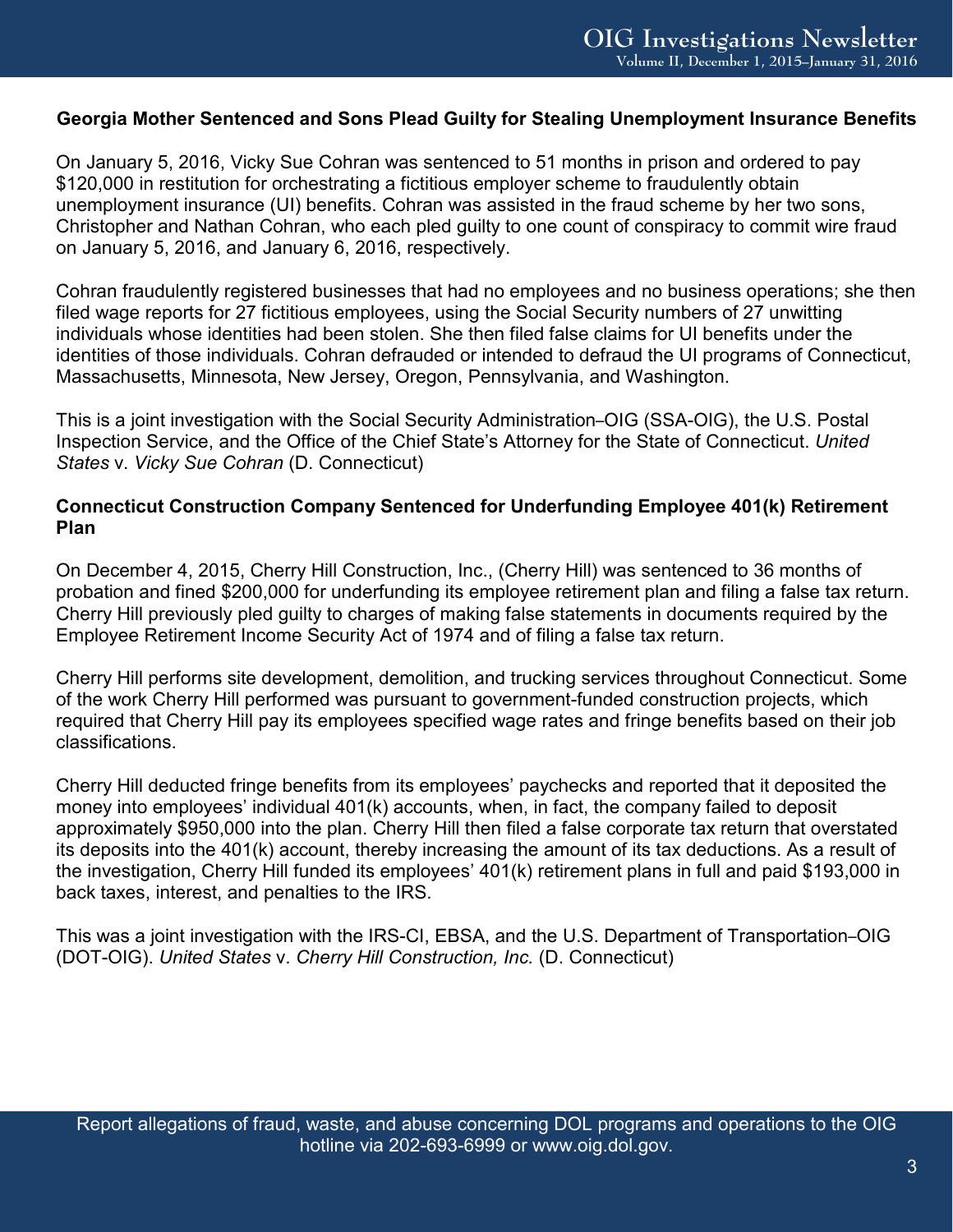### Georgia Mother Sentenced and Sons Plead Guilty for Stealing Unemployment Insurance Benefits

On January 5, 2016, Vicky Sue Cohran was sentenced to 51 months in prison and ordered to pay $120,000 in restitution for orchestrating a fictitious employer scheme to fraudulently obtain unemployment insurance (UI) benefits. Cohran was assisted in the fraud scheme by her two sons, Christopher and Nathan Cohran, who each pled guilty to one count of conspiracy to commit wire fraud on January 5, 2016, and January 6, 2016, respectively.

Cohran fraudulently registered businesses that had no employees and no business operations; she then filed wage reports for 27 fictitious employees, using the Social Security numbers of 27 unwitting individuals whose identities had been stolen. She then filed false claims for UI benefits under the identities of those individuals. Cohran defrauded or intended to defraud the UI programs of Connecticut, Massachusetts, Minnesota, New Jersey, Oregon, Pennsylvania, and Washington.

This is a joint investigation with the Social Security Administration–OIG (SSA-OIG), the U.S. Postal Inspection Service, and the Office of the Chief State's Attorney for the State of Connecticut. *United States* v. *Vicky Sue Cohran* (D. Connecticut)

### Connecticut Construction Company Sentenced for Underfunding Employee 401(k) Retirement Plan

On December 4, 2015, Cherry Hill Construction, Inc., (Cherry Hill) was sentenced to 36 months of probation and fined $200,000 for underfunding its employee retirement plan and filing a false tax return. Cherry Hill previously pled guilty to charges of making false statements in documents required by the Employee Retirement Income Security Act of 1974 and of filing a false tax return.

Cherry Hill performs site development, demolition, and trucking services throughout Connecticut. Some of the work Cherry Hill performed was pursuant to government-funded construction projects, which required that Cherry Hill pay its employees specified wage rates and fringe benefits based on their job classifications.

Cherry Hill deducted fringe benefits from its employees' paychecks and reported that it deposited the money into employees' individual 401(k) accounts, when, in fact, the company failed to deposit approximately $950,000 into the plan. Cherry Hill then filed a false corporate tax return that overstated its deposits into the 401(k) account, thereby increasing the amount of its tax deductions. As a result of the investigation, Cherry Hill funded its employees' 401(k) retirement plans in full and paid $193,000 in back taxes, interest, and penalties to the IRS.

This was a joint investigation with the IRS-CI, EBSA, and the U.S. Department of Transportation–OIG (DOT-OIG). *United States* v. *Cherry Hill Construction, Inc.* (D. Connecticut)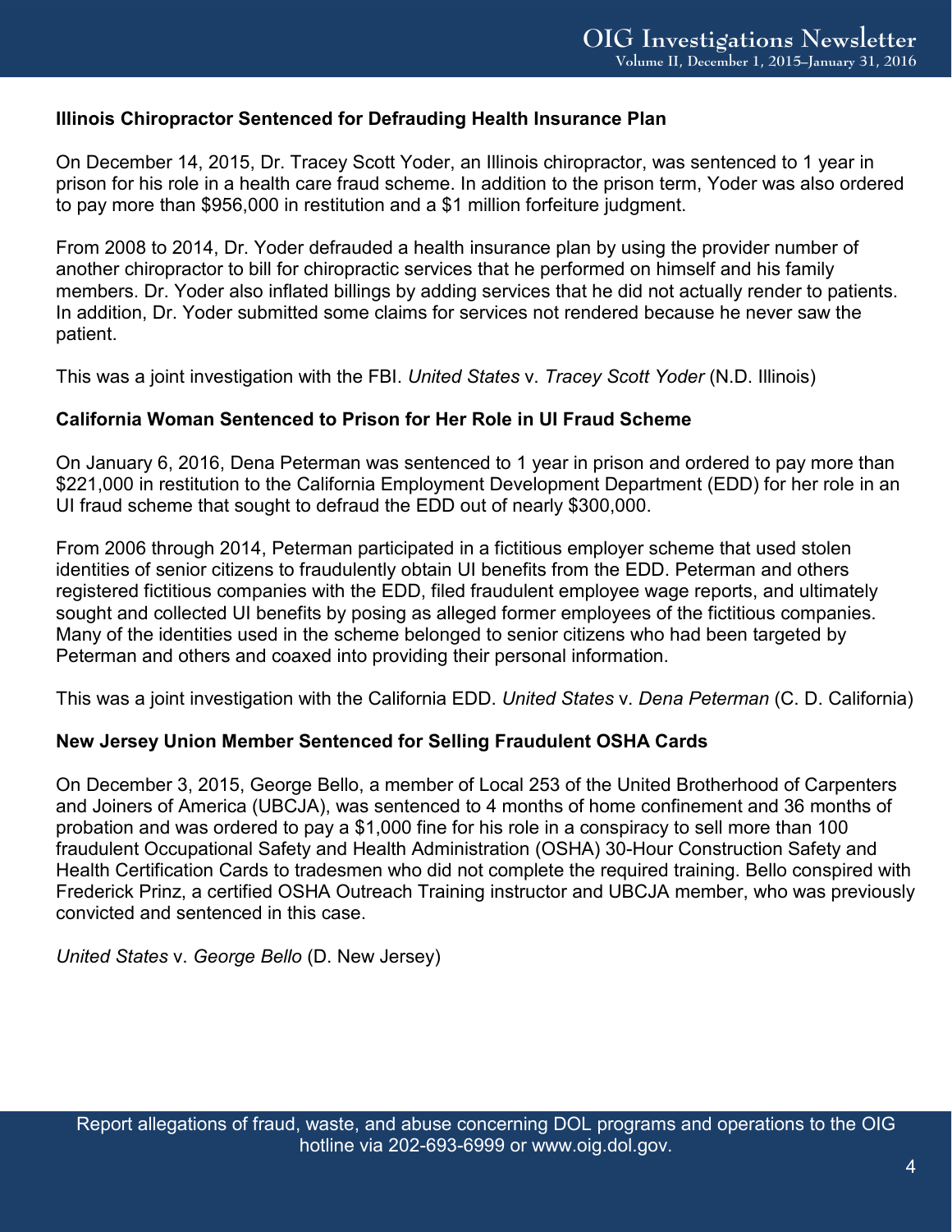### Illinois Chiropractor Sentenced for Defrauding Health Insurance Plan

On December 14, 2015, Dr. Tracey Scott Yoder, an Illinois chiropractor, was sentenced to 1 year in prison for his role in a health care fraud scheme. In addition to the prison term, Yoder was also ordered to pay more than $956,000 in restitution and a $1 million forfeiture judgment.

From 2008 to 2014, Dr. Yoder defrauded a health insurance plan by using the provider number of another chiropractor to bill for chiropractic services that he performed on himself and his family members. Dr. Yoder also inflated billings by adding services that he did not actually render to patients. In addition, Dr. Yoder submitted some claims for services not rendered because he never saw the patient.

This was a joint investigation with the FBI. *United States* v. *Tracey Scott Yoder* (N.D. Illinois)

### California Woman Sentenced to Prison for Her Role in UI Fraud Scheme

On January 6, 2016, Dena Peterman was sentenced to 1 year in prison and ordered to pay more than $221,000 in restitution to the California Employment Development Department (EDD) for her role in an UI fraud scheme that sought to defraud the EDD out of nearly $300,000.

From 2006 through 2014, Peterman participated in a fictitious employer scheme that used stolen identities of senior citizens to fraudulently obtain UI benefits from the EDD. Peterman and others registered fictitious companies with the EDD, filed fraudulent employee wage reports, and ultimately sought and collected UI benefits by posing as alleged former employees of the fictitious companies. Many of the identities used in the scheme belonged to senior citizens who had been targeted by Peterman and others and coaxed into providing their personal information.

This was a joint investigation with the California EDD. *United States* v. *Dena Peterman* (C. D. California)

### New Jersey Union Member Sentenced for Selling Fraudulent OSHA Cards

On December 3, 2015, George Bello, a member of Local 253 of the United Brotherhood of Carpenters and Joiners of America (UBCJA), was sentenced to 4 months of home confinement and 36 months of probation and was ordered to pay a $1,000 fine for his role in a conspiracy to sell more than 100 fraudulent Occupational Safety and Health Administration (OSHA) 30-Hour Construction Safety and Health Certification Cards to tradesmen who did not complete the required training. Bello conspired with Frederick Prinz, a certified OSHA Outreach Training instructor and UBCJA member, who was previously convicted and sentenced in this case.

*United States* v. *George Bello* (D. New Jersey)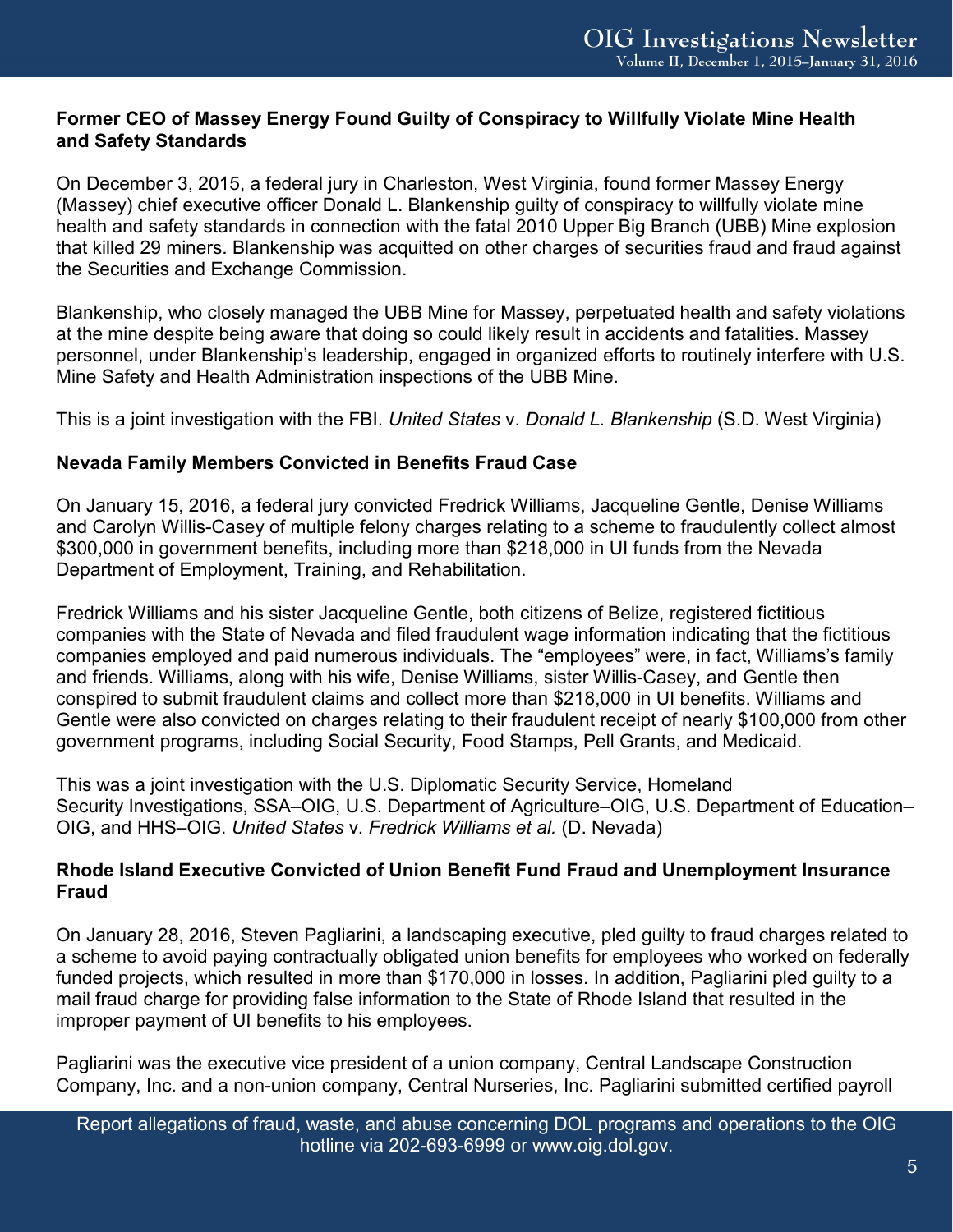**Former CEO of Massey Energy Found Guilty of Conspiracy to Willfully Violate Mine Health and Safety Standards**

On December 3, 2015, a federal jury in Charleston, West Virginia, found former Massey Energy (Massey) chief executive officer Donald L. Blankenship guilty of conspiracy to willfully violate mine health and safety standards in connection with the fatal 2010 Upper Big Branch (UBB) Mine explosion that killed 29 miners. Blankenship was acquitted on other charges of securities fraud and fraud against the Securities and Exchange Commission.

Blankenship, who closely managed the UBB Mine for Massey, perpetuated health and safety violations at the mine despite being aware that doing so could likely result in accidents and fatalities. Massey personnel, under Blankenship's leadership, engaged in organized efforts to routinely interfere with U.S. Mine Safety and Health Administration inspections of the UBB Mine.

This is a joint investigation with the FBI. *United States* v. *Donald L. Blankenship* (S.D. West Virginia)

**Nevada Family Members Convicted in Benefits Fraud Case**

On January 15, 2016, a federal jury convicted Fredrick Williams, Jacqueline Gentle, Denise Williams and Carolyn Willis-Casey of multiple felony charges relating to a scheme to fraudulently collect almost $300,000 in government benefits, including more than $218,000 in UI funds from the Nevada Department of Employment, Training, and Rehabilitation.

Fredrick Williams and his sister Jacqueline Gentle, both citizens of Belize, registered fictitious companies with the State of Nevada and filed fraudulent wage information indicating that the fictitious companies employed and paid numerous individuals. The "employees" were, in fact, Williams's family and friends. Williams, along with his wife, Denise Williams, sister Willis-Casey, and Gentle then conspired to submit fraudulent claims and collect more than $218,000 in UI benefits. Williams and Gentle were also convicted on charges relating to their fraudulent receipt of nearly $100,000 from other government programs, including Social Security, Food Stamps, Pell Grants, and Medicaid.

This was a joint investigation with the U.S. Diplomatic Security Service, Homeland Security Investigations, SSA–OIG, U.S. Department of Agriculture–OIG, U.S. Department of Education–OIG, and HHS–OIG. *United States* v. *Fredrick Williams et al.* (D. Nevada)

**Rhode Island Executive Convicted of Union Benefit Fund Fraud and Unemployment Insurance Fraud**

On January 28, 2016, Steven Pagliarini, a landscaping executive, pled guilty to fraud charges related to a scheme to avoid paying contractually obligated union benefits for employees who worked on federally funded projects, which resulted in more than $170,000 in losses. In addition, Pagliarini pled guilty to a mail fraud charge for providing false information to the State of Rhode Island that resulted in the improper payment of UI benefits to his employees.

Pagliarini was the executive vice president of a union company, Central Landscape Construction Company, Inc. and a non-union company, Central Nurseries, Inc. Pagliarini submitted certified payroll

Report allegations of fraud, waste, and abuse concerning DOL programs and operations to the OIG hotline via 202-693-6999 or www.oig.dol.gov.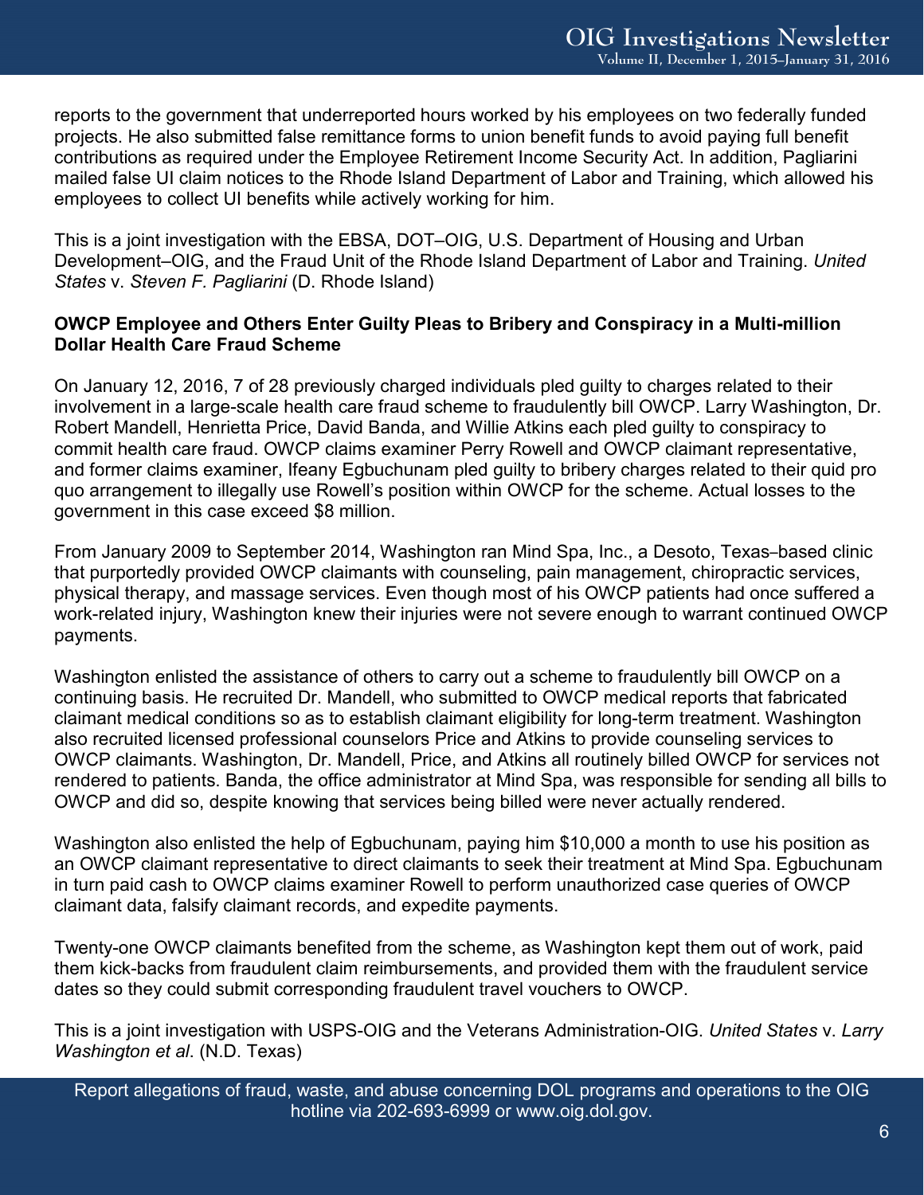reports to the government that underreported hours worked by his employees on two federally funded projects. He also submitted false remittance forms to union benefit funds to avoid paying full benefit contributions as required under the Employee Retirement Income Security Act. In addition, Pagliarini mailed false UI claim notices to the Rhode Island Department of Labor and Training, which allowed his employees to collect UI benefits while actively working for him.

This is a joint investigation with the EBSA, DOT–OIG, U.S. Department of Housing and Urban Development–OIG, and the Fraud Unit of the Rhode Island Department of Labor and Training. *United States* v. *Steven F. Pagliarini* (D. Rhode Island)

**OWCP Employee and Others Enter Guilty Pleas to Bribery and Conspiracy in a Multi-million Dollar Health Care Fraud Scheme**

On January 12, 2016, 7 of 28 previously charged individuals pled guilty to charges related to their involvement in a large-scale health care fraud scheme to fraudulently bill OWCP. Larry Washington, Dr. Robert Mandell, Henrietta Price, David Banda, and Willie Atkins each pled guilty to conspiracy to commit health care fraud. OWCP claims examiner Perry Rowell and OWCP claimant representative, and former claims examiner, Ifeany Egbuchunam pled guilty to bribery charges related to their quid pro quo arrangement to illegally use Rowell's position within OWCP for the scheme. Actual losses to the government in this case exceed $8 million.

From January 2009 to September 2014, Washington ran Mind Spa, Inc., a Desoto, Texas–based clinic that purportedly provided OWCP claimants with counseling, pain management, chiropractic services, physical therapy, and massage services. Even though most of his OWCP patients had once suffered a work-related injury, Washington knew their injuries were not severe enough to warrant continued OWCP payments.

Washington enlisted the assistance of others to carry out a scheme to fraudulently bill OWCP on a continuing basis. He recruited Dr. Mandell, who submitted to OWCP medical reports that fabricated claimant medical conditions so as to establish claimant eligibility for long-term treatment. Washington also recruited licensed professional counselors Price and Atkins to provide counseling services to OWCP claimants. Washington, Dr. Mandell, Price, and Atkins all routinely billed OWCP for services not rendered to patients. Banda, the office administrator at Mind Spa, was responsible for sending all bills to OWCP and did so, despite knowing that services being billed were never actually rendered.

Washington also enlisted the help of Egbuchunam, paying him $10,000 a month to use his position as an OWCP claimant representative to direct claimants to seek their treatment at Mind Spa. Egbuchunam in turn paid cash to OWCP claims examiner Rowell to perform unauthorized case queries of OWCP claimant data, falsify claimant records, and expedite payments.

Twenty-one OWCP claimants benefited from the scheme, as Washington kept them out of work, paid them kick-backs from fraudulent claim reimbursements, and provided them with the fraudulent service dates so they could submit corresponding fraudulent travel vouchers to OWCP.

This is a joint investigation with USPS-OIG and the Veterans Administration-OIG. *United States* v. *Larry Washington et al*. (N.D. Texas)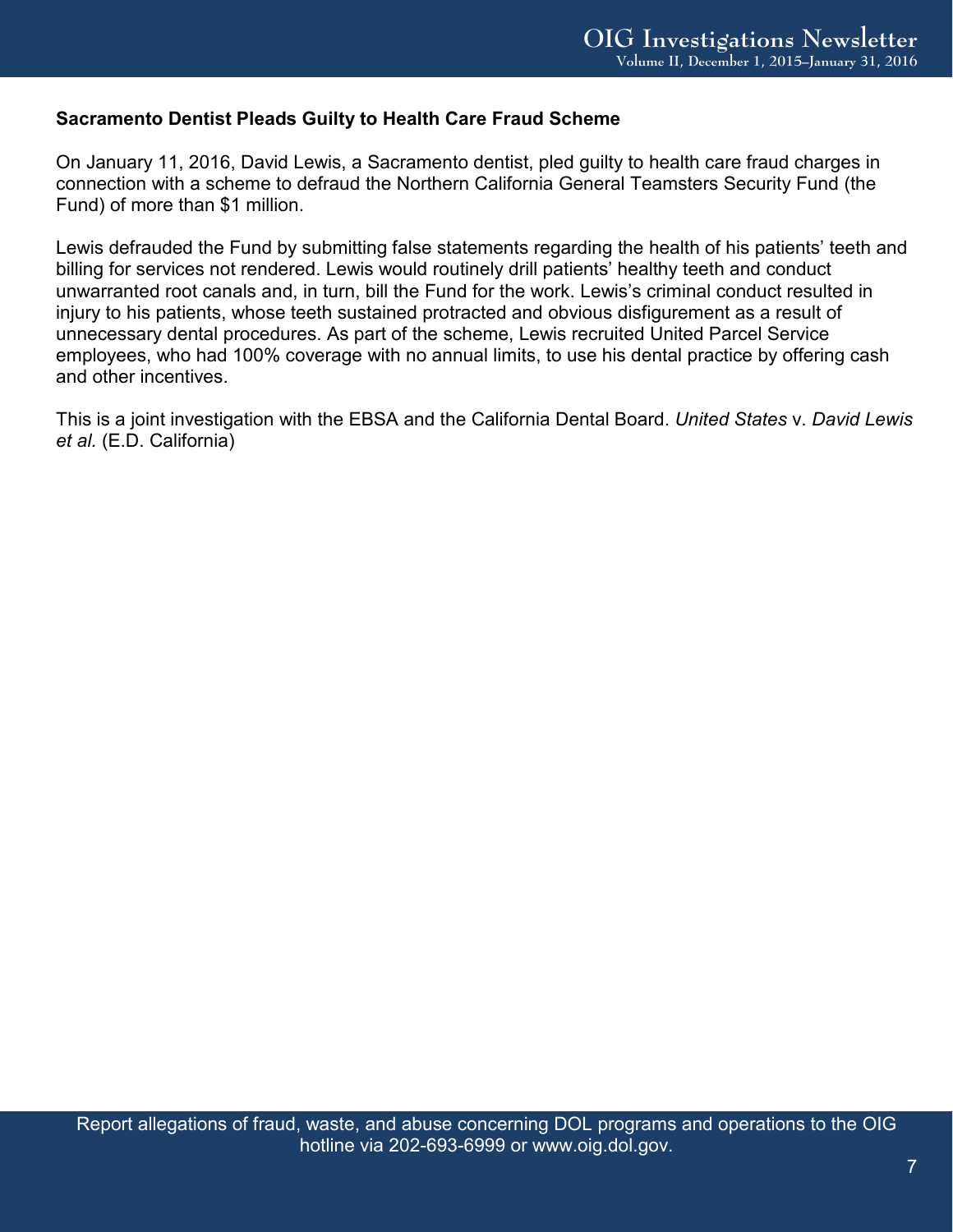**Sacramento Dentist Pleads Guilty to Health Care Fraud Scheme**

On January 11, 2016, David Lewis, a Sacramento dentist, pled guilty to health care fraud charges in connection with a scheme to defraud the Northern California General Teamsters Security Fund (the Fund) of more than $1 million.

Lewis defrauded the Fund by submitting false statements regarding the health of his patients' teeth and billing for services not rendered. Lewis would routinely drill patients' healthy teeth and conduct unwarranted root canals and, in turn, bill the Fund for the work. Lewis's criminal conduct resulted in injury to his patients, whose teeth sustained protracted and obvious disfigurement as a result of unnecessary dental procedures. As part of the scheme, Lewis recruited United Parcel Service employees, who had 100% coverage with no annual limits, to use his dental practice by offering cash and other incentives.

This is a joint investigation with the EBSA and the California Dental Board. *United States* v. *David Lewis et al.* (E.D. California)